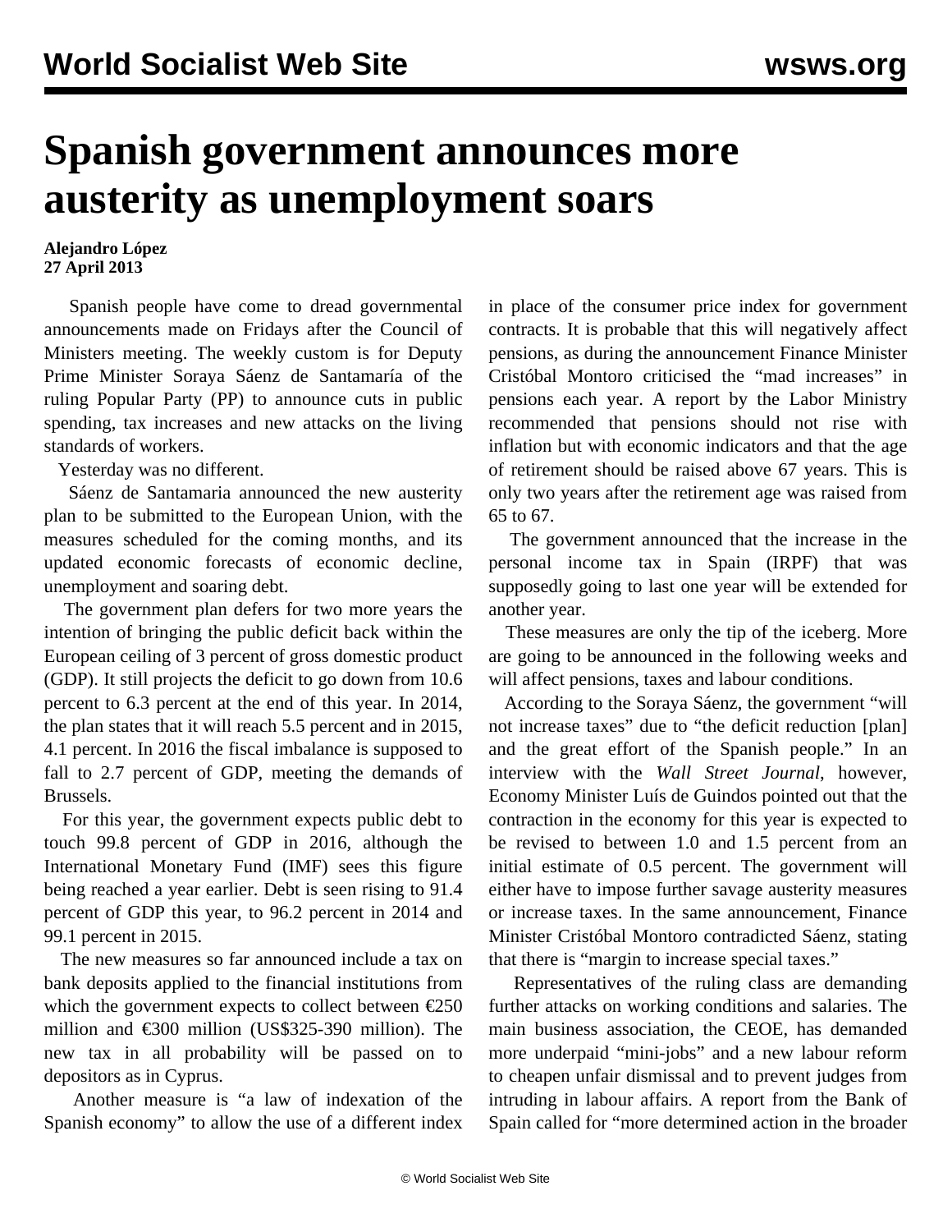# Spanish government announces more austerity as unemployment soars

**Alejandro López**
**27 April 2013**

Spanish people have come to dread governmental announcements made on Fridays after the Council of Ministers meeting. The weekly custom is for Deputy Prime Minister Soraya Sáenz de Santamaría of the ruling Popular Party (PP) to announce cuts in public spending, tax increases and new attacks on the living standards of workers.

Yesterday was no different.

Sáenz de Santamaria announced the new austerity plan to be submitted to the European Union, with the measures scheduled for the coming months, and its updated economic forecasts of economic decline, unemployment and soaring debt.

The government plan defers for two more years the intention of bringing the public deficit back within the European ceiling of 3 percent of gross domestic product (GDP). It still projects the deficit to go down from 10.6 percent to 6.3 percent at the end of this year. In 2014, the plan states that it will reach 5.5 percent and in 2015, 4.1 percent. In 2016 the fiscal imbalance is supposed to fall to 2.7 percent of GDP, meeting the demands of Brussels.

For this year, the government expects public debt to touch 99.8 percent of GDP in 2016, although the International Monetary Fund (IMF) sees this figure being reached a year earlier. Debt is seen rising to 91.4 percent of GDP this year, to 96.2 percent in 2014 and 99.1 percent in 2015.

The new measures so far announced include a tax on bank deposits applied to the financial institutions from which the government expects to collect between €250 million and €300 million (US$325-390 million). The new tax in all probability will be passed on to depositors as in Cyprus.

Another measure is "a law of indexation of the Spanish economy" to allow the use of a different index in place of the consumer price index for government contracts. It is probable that this will negatively affect pensions, as during the announcement Finance Minister Cristóbal Montoro criticised the "mad increases" in pensions each year. A report by the Labor Ministry recommended that pensions should not rise with inflation but with economic indicators and that the age of retirement should be raised above 67 years. This is only two years after the retirement age was raised from 65 to 67.

The government announced that the increase in the personal income tax in Spain (IRPF) that was supposedly going to last one year will be extended for another year.

These measures are only the tip of the iceberg. More are going to be announced in the following weeks and will affect pensions, taxes and labour conditions.

According to the Soraya Sáenz, the government "will not increase taxes" due to "the deficit reduction [plan] and the great effort of the Spanish people." In an interview with the *Wall Street Journal*, however, Economy Minister Luís de Guindos pointed out that the contraction in the economy for this year is expected to be revised to between 1.0 and 1.5 percent from an initial estimate of 0.5 percent. The government will either have to impose further savage austerity measures or increase taxes. In the same announcement, Finance Minister Cristóbal Montoro contradicted Sáenz, stating that there is "margin to increase special taxes."

Representatives of the ruling class are demanding further attacks on working conditions and salaries. The main business association, the CEOE, has demanded more underpaid "mini-jobs" and a new labour reform to cheapen unfair dismissal and to prevent judges from intruding in labour affairs. A report from the Bank of Spain called for "more determined action in the broader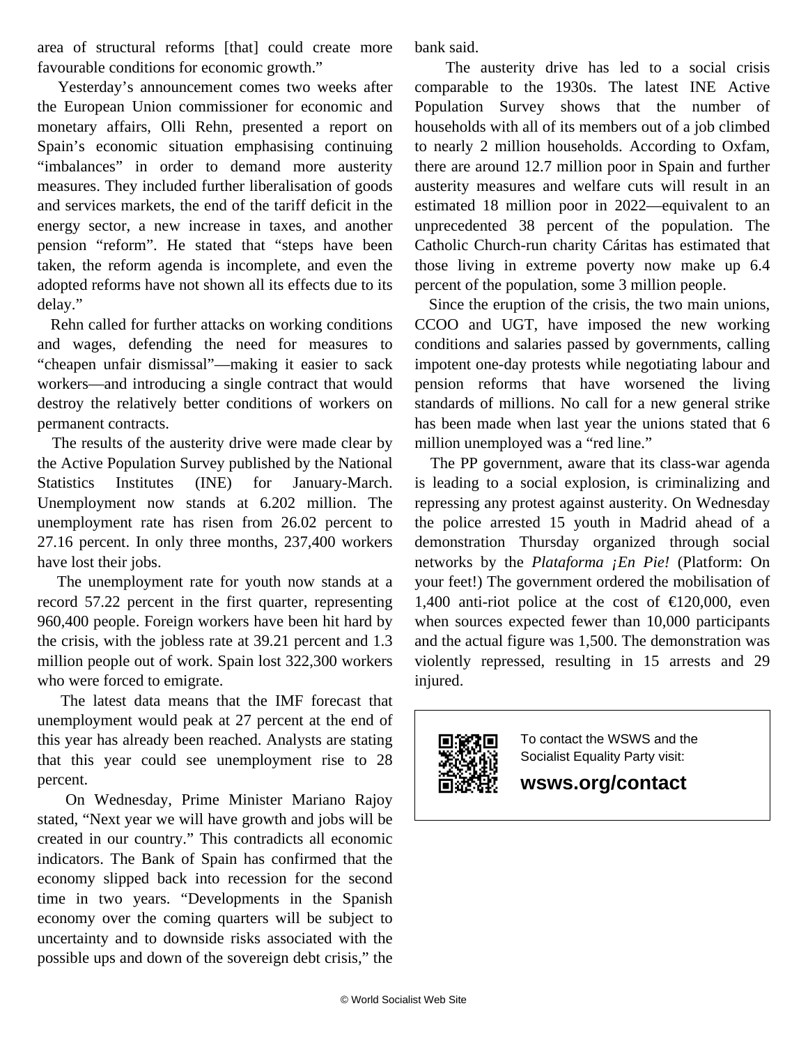area of structural reforms [that] could create more favourable conditions for economic growth."

Yesterday's announcement comes two weeks after the European Union commissioner for economic and monetary affairs, Olli Rehn, presented a report on Spain's economic situation emphasising continuing "imbalances" in order to demand more austerity measures. They included further liberalisation of goods and services markets, the end of the tariff deficit in the energy sector, a new increase in taxes, and another pension "reform". He stated that "steps have been taken, the reform agenda is incomplete, and even the adopted reforms have not shown all its effects due to its delay."

Rehn called for further attacks on working conditions and wages, defending the need for measures to "cheapen unfair dismissal"—making it easier to sack workers—and introducing a single contract that would destroy the relatively better conditions of workers on permanent contracts.

The results of the austerity drive were made clear by the Active Population Survey published by the National Statistics Institutes (INE) for January-March. Unemployment now stands at 6.202 million. The unemployment rate has risen from 26.02 percent to 27.16 percent. In only three months, 237,400 workers have lost their jobs.

The unemployment rate for youth now stands at a record 57.22 percent in the first quarter, representing 960,400 people. Foreign workers have been hit hard by the crisis, with the jobless rate at 39.21 percent and 1.3 million people out of work. Spain lost 322,300 workers who were forced to emigrate.

The latest data means that the IMF forecast that unemployment would peak at 27 percent at the end of this year has already been reached. Analysts are stating that this year could see unemployment rise to 28 percent.

On Wednesday, Prime Minister Mariano Rajoy stated, "Next year we will have growth and jobs will be created in our country." This contradicts all economic indicators. The Bank of Spain has confirmed that the economy slipped back into recession for the second time in two years. "Developments in the Spanish economy over the coming quarters will be subject to uncertainty and to downside risks associated with the possible ups and down of the sovereign debt crisis," the bank said.

The austerity drive has led to a social crisis comparable to the 1930s. The latest INE Active Population Survey shows that the number of households with all of its members out of a job climbed to nearly 2 million households. According to Oxfam, there are around 12.7 million poor in Spain and further austerity measures and welfare cuts will result in an estimated 18 million poor in 2022—equivalent to an unprecedented 38 percent of the population. The Catholic Church-run charity Cáritas has estimated that those living in extreme poverty now make up 6.4 percent of the population, some 3 million people.

Since the eruption of the crisis, the two main unions, CCOO and UGT, have imposed the new working conditions and salaries passed by governments, calling impotent one-day protests while negotiating labour and pension reforms that have worsened the living standards of millions. No call for a new general strike has been made when last year the unions stated that 6 million unemployed was a "red line."

The PP government, aware that its class-war agenda is leading to a social explosion, is criminalizing and repressing any protest against austerity. On Wednesday the police arrested 15 youth in Madrid ahead of a demonstration Thursday organized through social networks by the *Plataforma ¡En Pie!* (Platform: On your feet!) The government ordered the mobilisation of 1,400 anti-riot police at the cost of €120,000, even when sources expected fewer than 10,000 participants and the actual figure was 1,500. The demonstration was violently repressed, resulting in 15 arrests and 29 injured.

To contact the WSWS and the Socialist Equality Party visit:

**wsws.org/contact**